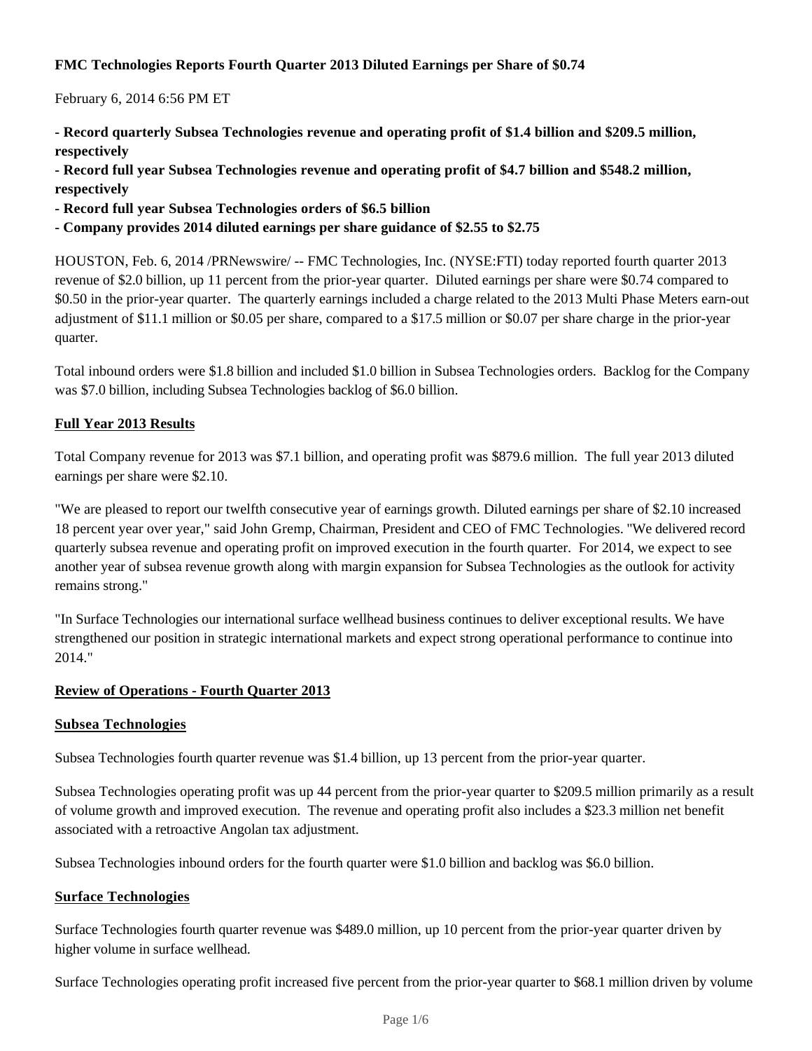# FMC Technologies Reports Fourth Quarter 2013 Diluted Earnings per Share of $0.74

February 6, 2014 6:56 PM ET

**- Record quarterly Subsea Technologies revenue and operating profit of $1.4 billion and $209.5 million, respectively**
**- Record full year Subsea Technologies revenue and operating profit of $4.7 billion and $548.2 million, respectively**
**- Record full year Subsea Technologies orders of $6.5 billion**
**- Company provides 2014 diluted earnings per share guidance of $2.55 to $2.75**

HOUSTON, Feb. 6, 2014 /PRNewswire/ -- FMC Technologies, Inc. (NYSE:FTI) today reported fourth quarter 2013 revenue of $2.0 billion, up 11 percent from the prior-year quarter. Diluted earnings per share were $0.74 compared to $0.50 in the prior-year quarter. The quarterly earnings included a charge related to the 2013 Multi Phase Meters earn-out adjustment of $11.1 million or $0.05 per share, compared to a $17.5 million or $0.07 per share charge in the prior-year quarter.

Total inbound orders were $1.8 billion and included $1.0 billion in Subsea Technologies orders. Backlog for the Company was $7.0 billion, including Subsea Technologies backlog of $6.0 billion.

## Full Year 2013 Results

Total Company revenue for 2013 was $7.1 billion, and operating profit was $879.6 million. The full year 2013 diluted earnings per share were $2.10.

"We are pleased to report our twelfth consecutive year of earnings growth. Diluted earnings per share of $2.10 increased 18 percent year over year," said John Gremp, Chairman, President and CEO of FMC Technologies. "We delivered record quarterly subsea revenue and operating profit on improved execution in the fourth quarter. For 2014, we expect to see another year of subsea revenue growth along with margin expansion for Subsea Technologies as the outlook for activity remains strong."

"In Surface Technologies our international surface wellhead business continues to deliver exceptional results. We have strengthened our position in strategic international markets and expect strong operational performance to continue into 2014."

## Review of Operations - Fourth Quarter 2013

### Subsea Technologies

Subsea Technologies fourth quarter revenue was $1.4 billion, up 13 percent from the prior-year quarter.

Subsea Technologies operating profit was up 44 percent from the prior-year quarter to $209.5 million primarily as a result of volume growth and improved execution. The revenue and operating profit also includes a $23.3 million net benefit associated with a retroactive Angolan tax adjustment.

Subsea Technologies inbound orders for the fourth quarter were $1.0 billion and backlog was $6.0 billion.

### Surface Technologies

Surface Technologies fourth quarter revenue was $489.0 million, up 10 percent from the prior-year quarter driven by higher volume in surface wellhead.

Surface Technologies operating profit increased five percent from the prior-year quarter to $68.1 million driven by volume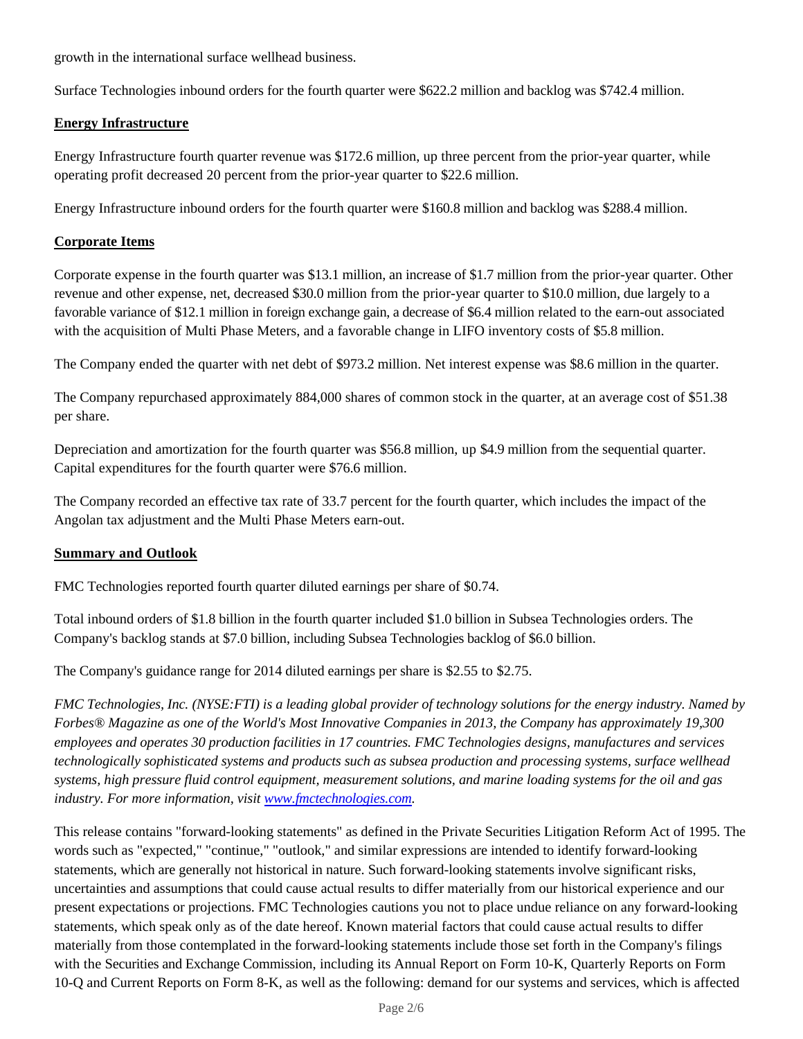growth in the international surface wellhead business.

Surface Technologies inbound orders for the fourth quarter were $622.2 million and backlog was $742.4 million.

**Energy Infrastructure**

Energy Infrastructure fourth quarter revenue was $172.6 million, up three percent from the prior-year quarter, while operating profit decreased 20 percent from the prior-year quarter to $22.6 million.

Energy Infrastructure inbound orders for the fourth quarter were $160.8 million and backlog was $288.4 million.

**Corporate Items**

Corporate expense in the fourth quarter was $13.1 million, an increase of $1.7 million from the prior-year quarter. Other revenue and other expense, net, decreased $30.0 million from the prior-year quarter to $10.0 million, due largely to a favorable variance of $12.1 million in foreign exchange gain, a decrease of $6.4 million related to the earn-out associated with the acquisition of Multi Phase Meters, and a favorable change in LIFO inventory costs of $5.8 million.

The Company ended the quarter with net debt of $973.2 million. Net interest expense was $8.6 million in the quarter.

The Company repurchased approximately 884,000 shares of common stock in the quarter, at an average cost of $51.38 per share.

Depreciation and amortization for the fourth quarter was $56.8 million, up $4.9 million from the sequential quarter. Capital expenditures for the fourth quarter were $76.6 million.

The Company recorded an effective tax rate of 33.7 percent for the fourth quarter, which includes the impact of the Angolan tax adjustment and the Multi Phase Meters earn-out.

**Summary and Outlook**

FMC Technologies reported fourth quarter diluted earnings per share of $0.74.

Total inbound orders of $1.8 billion in the fourth quarter included $1.0 billion in Subsea Technologies orders. The Company's backlog stands at $7.0 billion, including Subsea Technologies backlog of $6.0 billion.

The Company's guidance range for 2014 diluted earnings per share is $2.55 to $2.75.

*FMC Technologies, Inc. (NYSE:FTI) is a leading global provider of technology solutions for the energy industry. Named by Forbes® Magazine as one of the World's Most Innovative Companies in 2013, the Company has approximately 19,300 employees and operates 30 production facilities in 17 countries. FMC Technologies designs, manufactures and services technologically sophisticated systems and products such as subsea production and processing systems, surface wellhead systems, high pressure fluid control equipment, measurement solutions, and marine loading systems for the oil and gas industry. For more information, visit [www.fmctechnologies.com](www.fmctechnologies.com).*

This release contains "forward-looking statements" as defined in the Private Securities Litigation Reform Act of 1995. The words such as "expected," "continue," "outlook," and similar expressions are intended to identify forward-looking statements, which are generally not historical in nature. Such forward-looking statements involve significant risks, uncertainties and assumptions that could cause actual results to differ materially from our historical experience and our present expectations or projections. FMC Technologies cautions you not to place undue reliance on any forward-looking statements, which speak only as of the date hereof. Known material factors that could cause actual results to differ materially from those contemplated in the forward-looking statements include those set forth in the Company's filings with the Securities and Exchange Commission, including its Annual Report on Form 10-K, Quarterly Reports on Form 10-Q and Current Reports on Form 8-K, as well as the following: demand for our systems and services, which is affected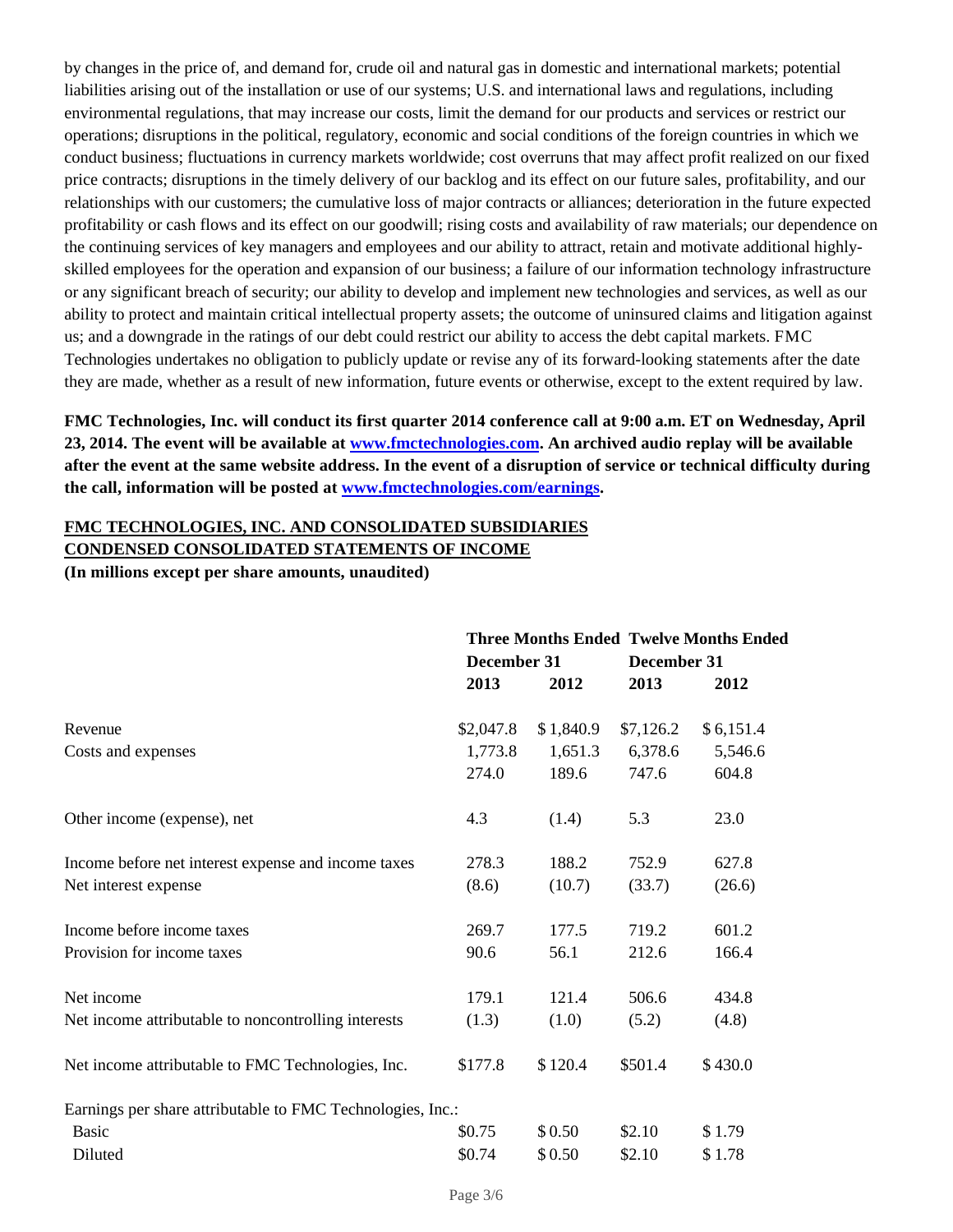by changes in the price of, and demand for, crude oil and natural gas in domestic and international markets; potential liabilities arising out of the installation or use of our systems; U.S. and international laws and regulations, including environmental regulations, that may increase our costs, limit the demand for our products and services or restrict our operations; disruptions in the political, regulatory, economic and social conditions of the foreign countries in which we conduct business; fluctuations in currency markets worldwide; cost overruns that may affect profit realized on our fixed price contracts; disruptions in the timely delivery of our backlog and its effect on our future sales, profitability, and our relationships with our customers; the cumulative loss of major contracts or alliances; deterioration in the future expected profitability or cash flows and its effect on our goodwill; rising costs and availability of raw materials; our dependence on the continuing services of key managers and employees and our ability to attract, retain and motivate additional highly-skilled employees for the operation and expansion of our business; a failure of our information technology infrastructure or any significant breach of security; our ability to develop and implement new technologies and services, as well as our ability to protect and maintain critical intellectual property assets; the outcome of uninsured claims and litigation against us; and a downgrade in the ratings of our debt could restrict our ability to access the debt capital markets. FMC Technologies undertakes no obligation to publicly update or revise any of its forward-looking statements after the date they are made, whether as a result of new information, future events or otherwise, except to the extent required by law.

**FMC Technologies, Inc. will conduct its first quarter 2014 conference call at 9:00 a.m. ET on Wednesday, April 23, 2014. The event will be available at [www.fmctechnologies.com](www.fmctechnologies.com). An archived audio replay will be available after the event at the same website address. In the event of a disruption of service or technical difficulty during the call, information will be posted at [www.fmctechnologies.com/earnings](www.fmctechnologies.com/earnings).**

**FMC TECHNOLOGIES, INC. AND CONSOLIDATED SUBSIDIARIES**
**CONDENSED CONSOLIDATED STATEMENTS OF INCOME**
**(In millions except per share amounts, unaudited)**

| | Three Months Ended December 31 | | Twelve Months Ended December 31 | |
|---|---|---|---|---|
| | 2013 | 2012 | 2013 | 2012 |
| Revenue | $2,047.8 | $ 1,840.9 | $7,126.2 | $ 6,151.4 |
| Costs and expenses | 1,773.8 | 1,651.3 | 6,378.6 | 5,546.6 |
| | 274.0 | 189.6 | 747.6 | 604.8 |
| Other income (expense), net | 4.3 | (1.4) | 5.3 | 23.0 |
| Income before net interest expense and income taxes | 278.3 | 188.2 | 752.9 | 627.8 |
| Net interest expense | (8.6) | (10.7) | (33.7) | (26.6) |
| Income before income taxes | 269.7 | 177.5 | 719.2 | 601.2 |
| Provision for income taxes | 90.6 | 56.1 | 212.6 | 166.4 |
| Net income | 179.1 | 121.4 | 506.6 | 434.8 |
| Net income attributable to noncontrolling interests | (1.3) | (1.0) | (5.2) | (4.8) |
| Net income attributable to FMC Technologies, Inc. | $177.8 | $ 120.4 | $501.4 | $ 430.0 |
| Earnings per share attributable to FMC Technologies, Inc.: | | | | |
| Basic | $0.75 | $ 0.50 | $2.10 | $ 1.79 |
| Diluted | $0.74 | $ 0.50 | $2.10 | $ 1.78 |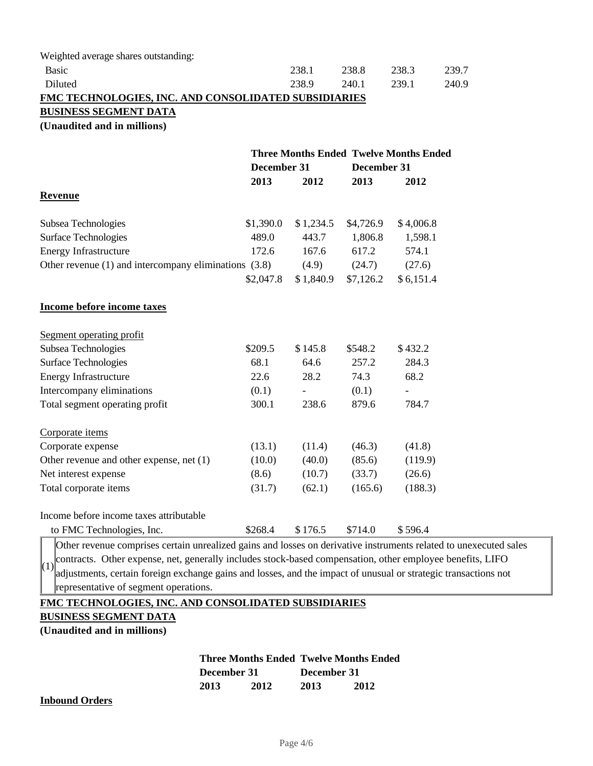| | | | | |
|---|---|---|---|---|
| Weighted average shares outstanding: | | | | |
| Basic | 238.1 | 238.8 | 238.3 | 239.7 |
| Diluted | 238.9 | 240.1 | 239.1 | 240.9 |

**FMC TECHNOLOGIES, INC. AND CONSOLIDATED SUBSIDIARIES**

**BUSINESS SEGMENT DATA**

**(Unaudited and in millions)**

| | Three Months Ended December 31 | | Twelve Months Ended December 31 | |
|---|---|---|---|---|
| | **2013** | **2012** | **2013** | **2012** |
| **Revenue** | | | | |
| Subsea Technologies | $1,390.0 | $ 1,234.5 | $4,726.9 | $ 4,006.8 |
| Surface Technologies | 489.0 | 443.7 | 1,806.8 | 1,598.1 |
| Energy Infrastructure | 172.6 | 167.6 | 617.2 | 574.1 |
| Other revenue (1) and intercompany eliminations | (3.8) | (4.9) | (24.7) | (27.6) |
| | $2,047.8 | $ 1,840.9 | $7,126.2 | $ 6,151.4 |
| **Income before income taxes** | | | | |
| Segment operating profit | | | | |
| Subsea Technologies | $209.5 | $ 145.8 | $548.2 | $ 432.2 |
| Surface Technologies | 68.1 | 64.6 | 257.2 | 284.3 |
| Energy Infrastructure | 22.6 | 28.2 | 74.3 | 68.2 |
| Intercompany eliminations | (0.1) | - | (0.1) | - |
| Total segment operating profit | 300.1 | 238.6 | 879.6 | 784.7 |
| Corporate items | | | | |
| Corporate expense | (13.1) | (11.4) | (46.3) | (41.8) |
| Other revenue and other expense, net (1) | (10.0) | (40.0) | (85.6) | (119.9) |
| Net interest expense | (8.6) | (10.7) | (33.7) | (26.6) |
| Total corporate items | (31.7) | (62.1) | (165.6) | (188.3) |
| Income before income taxes attributable to FMC Technologies, Inc. | $268.4 | $ 176.5 | $714.0 | $ 596.4 |

(1) Other revenue comprises certain unrealized gains and losses on derivative instruments related to unexecuted sales contracts. Other expense, net, generally includes stock-based compensation, other employee benefits, LIFO adjustments, certain foreign exchange gains and losses, and the impact of unusual or strategic transactions not representative of segment operations.

**FMC TECHNOLOGIES, INC. AND CONSOLIDATED SUBSIDIARIES**

**BUSINESS SEGMENT DATA**

**(Unaudited and in millions)**

| | Three Months Ended December 31 | | Twelve Months Ended December 31 | |
|---|---|---|---|---|
| | **2013** | **2012** | **2013** | **2012** |
| **Inbound Orders** | | | | |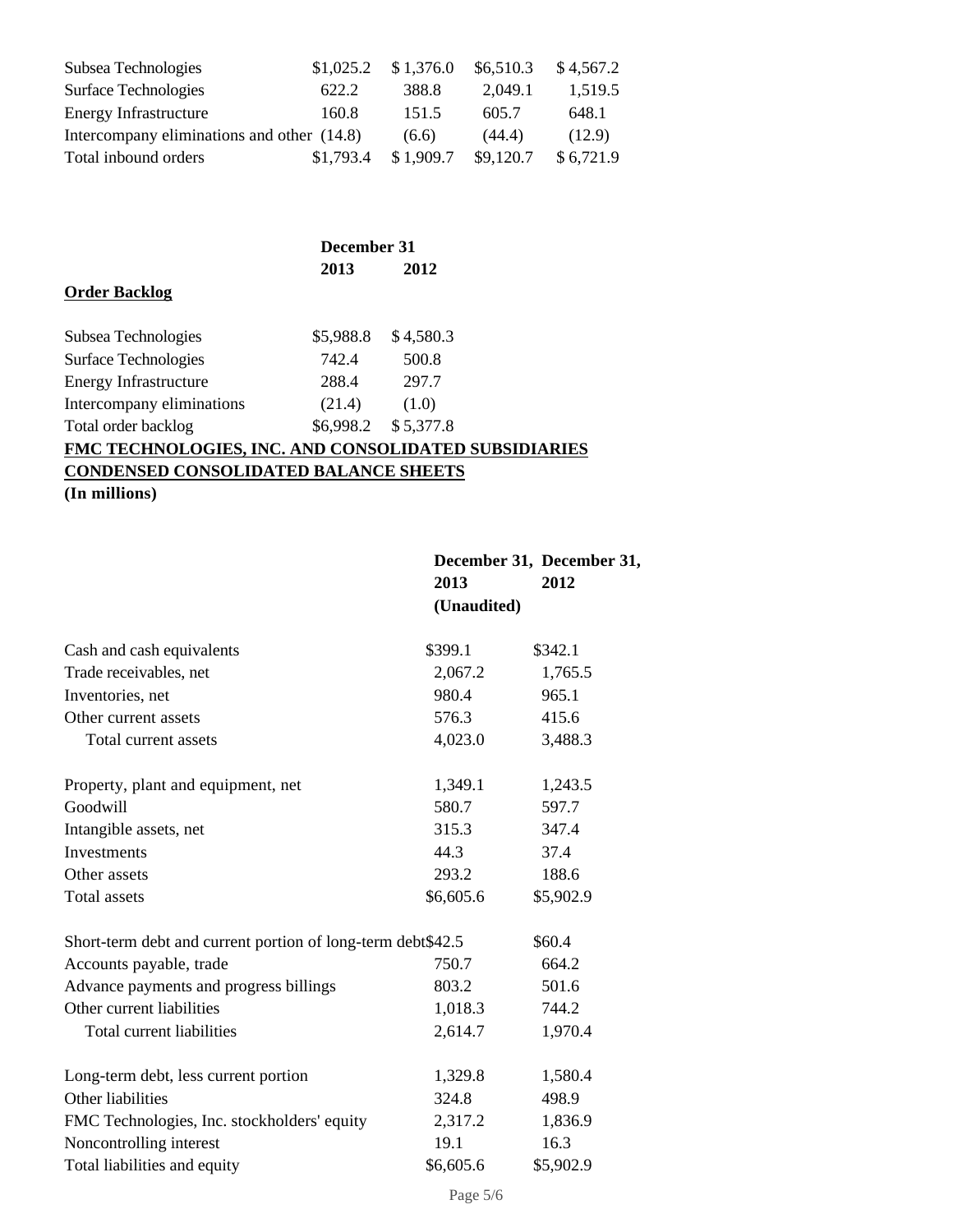| | | | | |
|---|---|---|---|---|
| Subsea Technologies | $1,025.2 | $ 1,376.0 | $6,510.3 | $ 4,567.2 |
| Surface Technologies | 622.2 | 388.8 | 2,049.1 | 1,519.5 |
| Energy Infrastructure | 160.8 | 151.5 | 605.7 | 648.1 |
| Intercompany eliminations and other | (14.8) | (6.6) | (44.4) | (12.9) |
| Total inbound orders | $1,793.4 | $ 1,909.7 | $9,120.7 | $ 6,721.9 |

| | December 31 | |
|---|---|---|
| | 2013 | 2012 |
| **Order Backlog** | | |
| Subsea Technologies | $5,988.8 | $ 4,580.3 |
| Surface Technologies | 742.4 | 500.8 |
| Energy Infrastructure | 288.4 | 297.7 |
| Intercompany eliminations | (21.4) | (1.0) |
| Total order backlog | $6,998.2 | $ 5,377.8 |

**FMC TECHNOLOGIES, INC. AND CONSOLIDATED SUBSIDIARIES**

**CONDENSED CONSOLIDATED BALANCE SHEETS**

**(In millions)**

| | December 31, 2013 (Unaudited) | December 31, 2012 |
|---|---|---|
| Cash and cash equivalents | $399.1 | $342.1 |
| Trade receivables, net | 2,067.2 | 1,765.5 |
| Inventories, net | 980.4 | 965.1 |
| Other current assets | 576.3 | 415.6 |
| Total current assets | 4,023.0 | 3,488.3 |
| | | |
| Property, plant and equipment, net | 1,349.1 | 1,243.5 |
| Goodwill | 580.7 | 597.7 |
| Intangible assets, net | 315.3 | 347.4 |
| Investments | 44.3 | 37.4 |
| Other assets | 293.2 | 188.6 |
| Total assets | $6,605.6 | $5,902.9 |
| | | |
| Short-term debt and current portion of long-term debt | $42.5 | $60.4 |
| Accounts payable, trade | 750.7 | 664.2 |
| Advance payments and progress billings | 803.2 | 501.6 |
| Other current liabilities | 1,018.3 | 744.2 |
| Total current liabilities | 2,614.7 | 1,970.4 |
| | | |
| Long-term debt, less current portion | 1,329.8 | 1,580.4 |
| Other liabilities | 324.8 | 498.9 |
| FMC Technologies, Inc. stockholders' equity | 2,317.2 | 1,836.9 |
| Noncontrolling interest | 19.1 | 16.3 |
| Total liabilities and equity | $6,605.6 | $5,902.9 |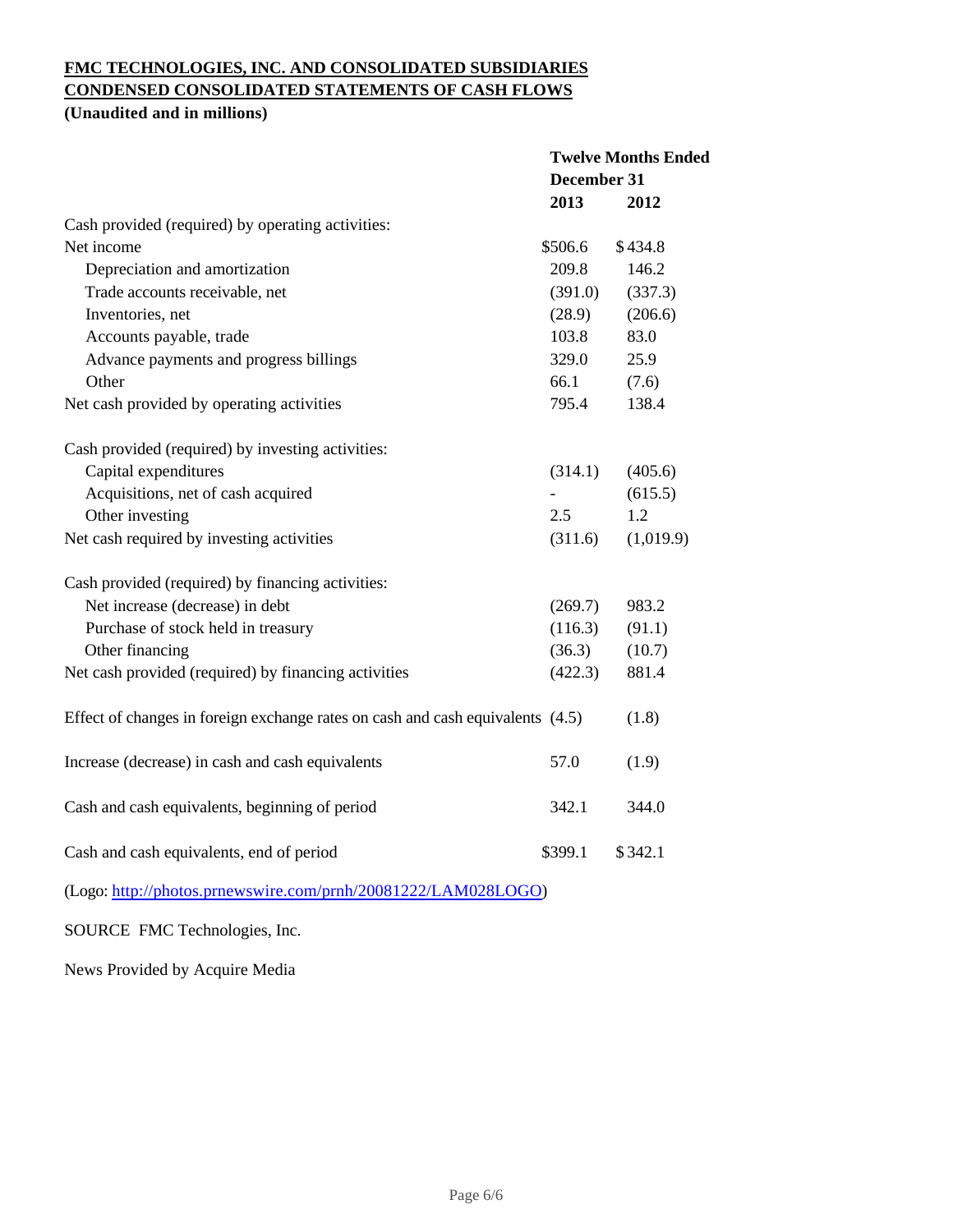**FMC TECHNOLOGIES, INC. AND CONSOLIDATED SUBSIDIARIES**

**CONDENSED CONSOLIDATED STATEMENTS OF CASH FLOWS**

**(Unaudited and in millions)**

| | Twelve Months Ended December 31 | |
|---|---|---|
| | **2013** | **2012** |
| Cash provided (required) by operating activities: | | |
| Net income | $506.6 | $ 434.8 |
| Depreciation and amortization | 209.8 | 146.2 |
| Trade accounts receivable, net | (391.0) | (337.3) |
| Inventories, net | (28.9) | (206.6) |
| Accounts payable, trade | 103.8 | 83.0 |
| Advance payments and progress billings | 329.0 | 25.9 |
| Other | 66.1 | (7.6) |
| Net cash provided by operating activities | 795.4 | 138.4 |
| Cash provided (required) by investing activities: | | |
| Capital expenditures | (314.1) | (405.6) |
| Acquisitions, net of cash acquired | - | (615.5) |
| Other investing | 2.5 | 1.2 |
| Net cash required by investing activities | (311.6) | (1,019.9) |
| Cash provided (required) by financing activities: | | |
| Net increase (decrease) in debt | (269.7) | 983.2 |
| Purchase of stock held in treasury | (116.3) | (91.1) |
| Other financing | (36.3) | (10.7) |
| Net cash provided (required) by financing activities | (422.3) | 881.4 |
| Effect of changes in foreign exchange rates on cash and cash equivalents | (4.5) | (1.8) |
| Increase (decrease) in cash and cash equivalents | 57.0 | (1.9) |
| Cash and cash equivalents, beginning of period | 342.1 | 344.0 |
| Cash and cash equivalents, end of period | $399.1 | $ 342.1 |

(Logo: http://photos.prnewswire.com/prnh/20081222/LAM028LOGO)

SOURCE FMC Technologies, Inc.

News Provided by Acquire Media